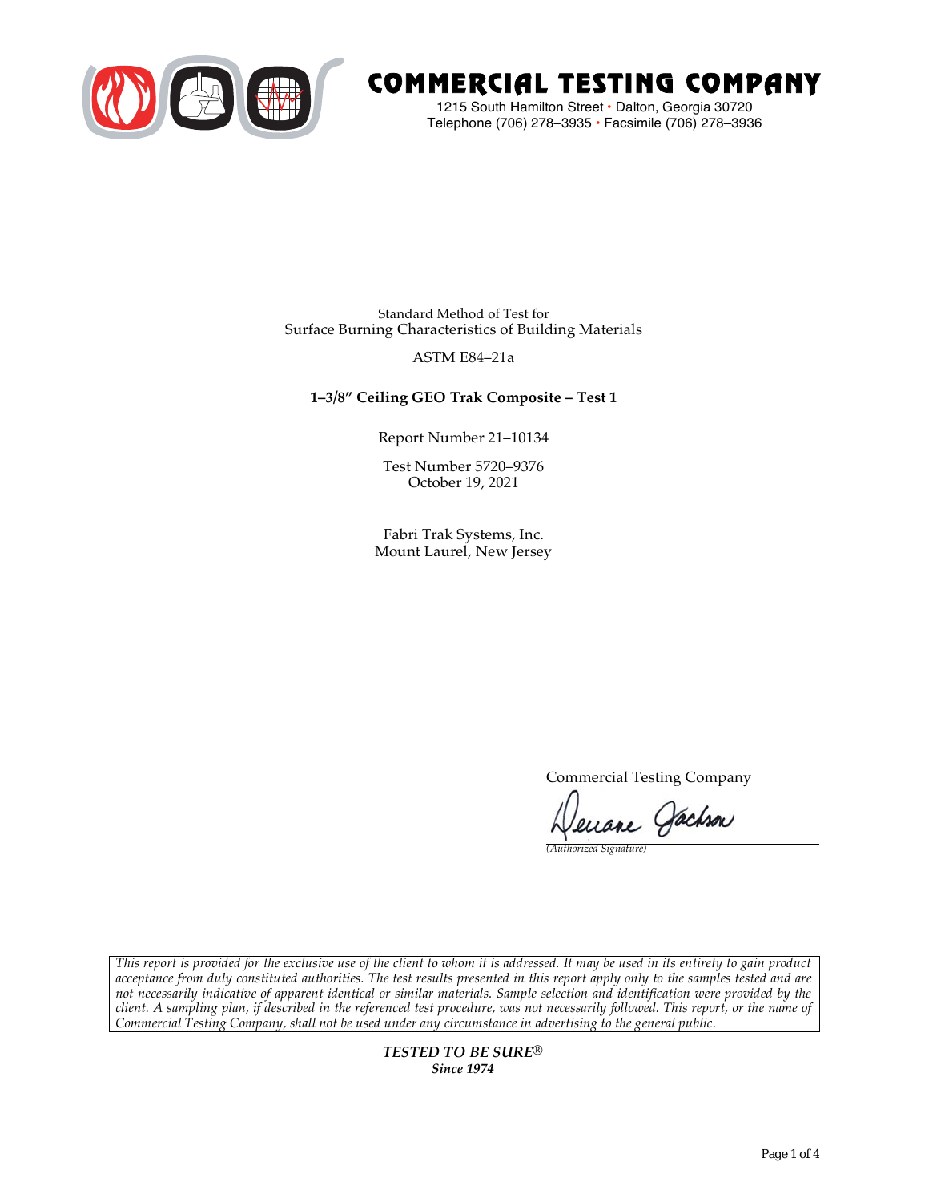# COMMERCIAL TESTING COMPANY

1215 South Hamilton Street • Dalton, Georgia 30720
Telephone (706) 278–3935 • Facsimile (706) 278–3936

Standard Method of Test for
Surface Burning Characteristics of Building Materials

ASTM E84–21a

**1–3/8″ Ceiling GEO Trak Composite – Test 1**

Report Number 21–10134

Test Number 5720–9376
October 19, 2021

Fabri Trak Systems, Inc.
Mount Laurel, New Jersey

Commercial Testing Company

*(Authorized Signature)*

*This report is provided for the exclusive use of the client to whom it is addressed. It may be used in its entirety to gain product acceptance from duly constituted authorities. The test results presented in this report apply only to the samples tested and are not necessarily indicative of apparent identical or similar materials. Sample selection and identification were provided by the client. A sampling plan, if described in the referenced test procedure, was not necessarily followed. This report, or the name of Commercial Testing Company, shall not be used under any circumstance in advertising to the general public.*

***TESTED TO BE SURE®***
***Since 1974***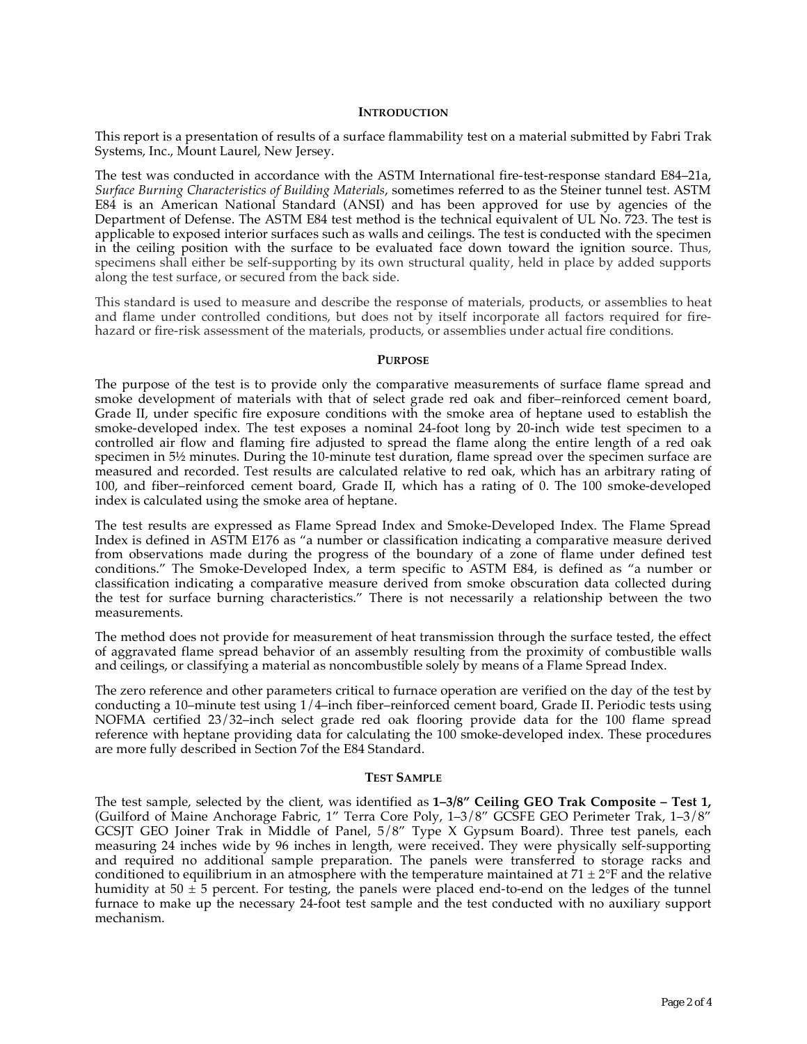## INTRODUCTION

This report is a presentation of results of a surface flammability test on a material submitted by Fabri Trak Systems, Inc., Mount Laurel, New Jersey.

The test was conducted in accordance with the ASTM International fire-test-response standard E84–21a, *Surface Burning Characteristics of Building Materials*, sometimes referred to as the Steiner tunnel test. ASTM E84 is an American National Standard (ANSI) and has been approved for use by agencies of the Department of Defense. The ASTM E84 test method is the technical equivalent of UL No. 723. The test is applicable to exposed interior surfaces such as walls and ceilings. The test is conducted with the specimen in the ceiling position with the surface to be evaluated face down toward the ignition source. Thus, specimens shall either be self-supporting by its own structural quality, held in place by added supports along the test surface, or secured from the back side.

This standard is used to measure and describe the response of materials, products, or assemblies to heat and flame under controlled conditions, but does not by itself incorporate all factors required for fire-hazard or fire-risk assessment of the materials, products, or assemblies under actual fire conditions.

## PURPOSE

The purpose of the test is to provide only the comparative measurements of surface flame spread and smoke development of materials with that of select grade red oak and fiber–reinforced cement board, Grade II, under specific fire exposure conditions with the smoke area of heptane used to establish the smoke-developed index. The test exposes a nominal 24-foot long by 20-inch wide test specimen to a controlled air flow and flaming fire adjusted to spread the flame along the entire length of a red oak specimen in 5½ minutes. During the 10-minute test duration, flame spread over the specimen surface are measured and recorded. Test results are calculated relative to red oak, which has an arbitrary rating of 100, and fiber–reinforced cement board, Grade II, which has a rating of 0. The 100 smoke-developed index is calculated using the smoke area of heptane.

The test results are expressed as Flame Spread Index and Smoke-Developed Index. The Flame Spread Index is defined in ASTM E176 as "a number or classification indicating a comparative measure derived from observations made during the progress of the boundary of a zone of flame under defined test conditions." The Smoke-Developed Index, a term specific to ASTM E84, is defined as "a number or classification indicating a comparative measure derived from smoke obscuration data collected during the test for surface burning characteristics." There is not necessarily a relationship between the two measurements.

The method does not provide for measurement of heat transmission through the surface tested, the effect of aggravated flame spread behavior of an assembly resulting from the proximity of combustible walls and ceilings, or classifying a material as noncombustible solely by means of a Flame Spread Index.

The zero reference and other parameters critical to furnace operation are verified on the day of the test by conducting a 10–minute test using 1/4–inch fiber–reinforced cement board, Grade II. Periodic tests using NOFMA certified 23/32–inch select grade red oak flooring provide data for the 100 flame spread reference with heptane providing data for calculating the 100 smoke-developed index. These procedures are more fully described in Section 7of the E84 Standard.

## TEST SAMPLE

The test sample, selected by the client, was identified as **1–3/8" Ceiling GEO Trak Composite – Test 1,** (Guilford of Maine Anchorage Fabric, 1" Terra Core Poly, 1–3/8" GCSFE GEO Perimeter Trak, 1–3/8" GCSJT GEO Joiner Trak in Middle of Panel, 5/8" Type X Gypsum Board). Three test panels, each measuring 24 inches wide by 96 inches in length, were received. They were physically self-supporting and required no additional sample preparation. The panels were transferred to storage racks and conditioned to equilibrium in an atmosphere with the temperature maintained at 71 ± 2°F and the relative humidity at 50 ± 5 percent. For testing, the panels were placed end-to-end on the ledges of the tunnel furnace to make up the necessary 24-foot test sample and the test conducted with no auxiliary support mechanism.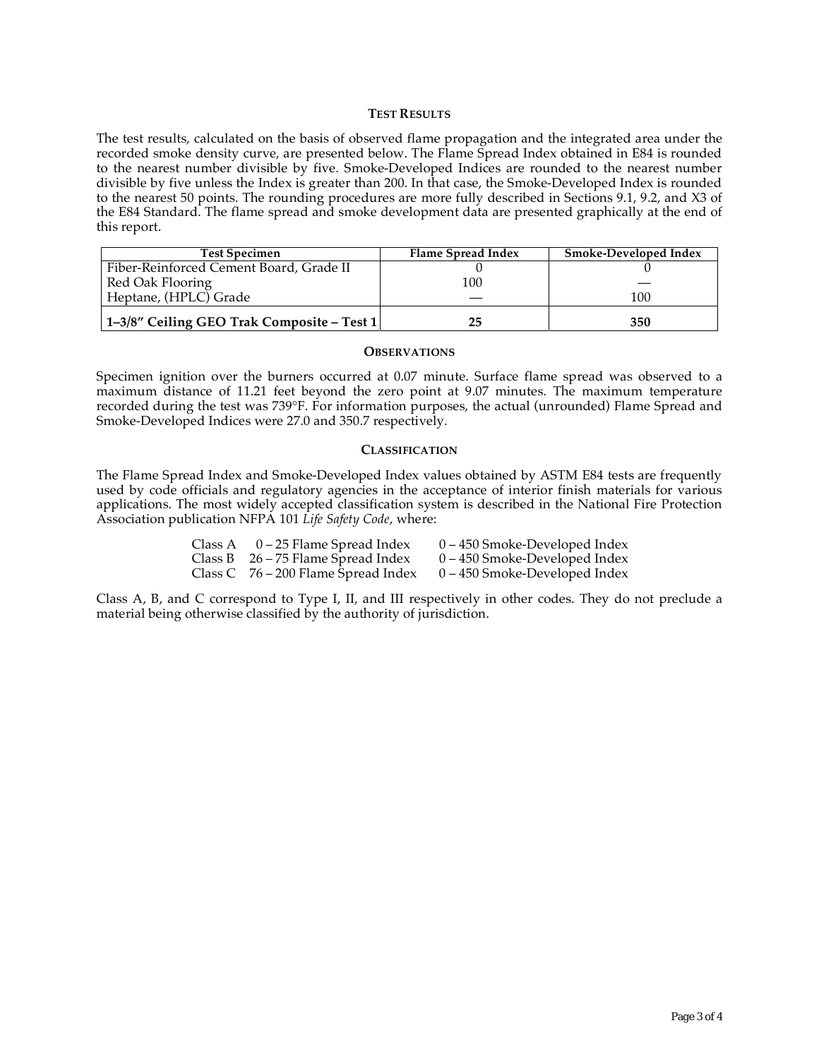## TEST RESULTS

The test results, calculated on the basis of observed flame propagation and the integrated area under the recorded smoke density curve, are presented below. The Flame Spread Index obtained in E84 is rounded to the nearest number divisible by five. Smoke-Developed Indices are rounded to the nearest number divisible by five unless the Index is greater than 200. In that case, the Smoke-Developed Index is rounded to the nearest 50 points. The rounding procedures are more fully described in Sections 9.1, 9.2, and X3 of the E84 Standard. The flame spread and smoke development data are presented graphically at the end of this report.

| Test Specimen | Flame Spread Index | Smoke-Developed Index |
|---|---|---|
| Fiber-Reinforced Cement Board, Grade II | 0 | 0 |
| Red Oak Flooring | 100 | — |
| Heptane, (HPLC) Grade | — | 100 |
| **1–3/8" Ceiling GEO Trak Composite – Test 1** | **25** | **350** |

## OBSERVATIONS

Specimen ignition over the burners occurred at 0.07 minute. Surface flame spread was observed to a maximum distance of 11.21 feet beyond the zero point at 9.07 minutes. The maximum temperature recorded during the test was 739°F. For information purposes, the actual (unrounded) Flame Spread and Smoke-Developed Indices were 27.0 and 350.7 respectively.

## CLASSIFICATION

The Flame Spread Index and Smoke-Developed Index values obtained by ASTM E84 tests are frequently used by code officials and regulatory agencies in the acceptance of interior finish materials for various applications. The most widely accepted classification system is described in the National Fire Protection Association publication NFPA 101 *Life Safety Code*, where:

| | | |
|---|---|---|
| Class A | 0 – 25 Flame Spread Index | 0 – 450 Smoke-Developed Index |
| Class B | 26 – 75 Flame Spread Index | 0 – 450 Smoke-Developed Index |
| Class C | 76 – 200 Flame Spread Index | 0 – 450 Smoke-Developed Index |

Class A, B, and C correspond to Type I, II, and III respectively in other codes. They do not preclude a material being otherwise classified by the authority of jurisdiction.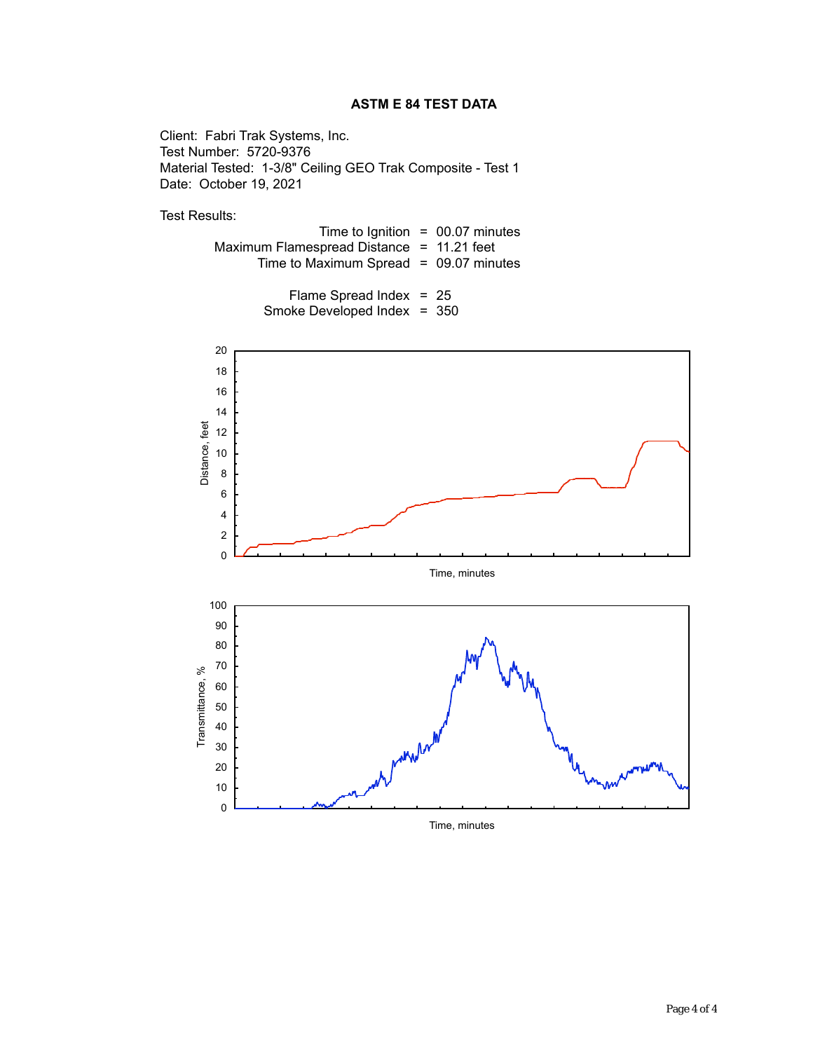# ASTM E 84 TEST DATA

Client: Fabri Trak Systems, Inc.
Test Number: 5720-9376
Material Tested: 1-3/8" Ceiling GEO Trak Composite - Test 1
Date: October 19, 2021

Test Results:

Time to Ignition = 00.07 minutes
Maximum Flamespread Distance = 11.21 feet
Time to Maximum Spread = 09.07 minutes

Flame Spread Index = 25
Smoke Developed Index = 350

Distance, feet
20
18
16
14
12
10
8
6
4
2
0
Time, minutes

Transmittance, %
100
90
80
70
60
50
40
30
20
10
0
Time, minutes